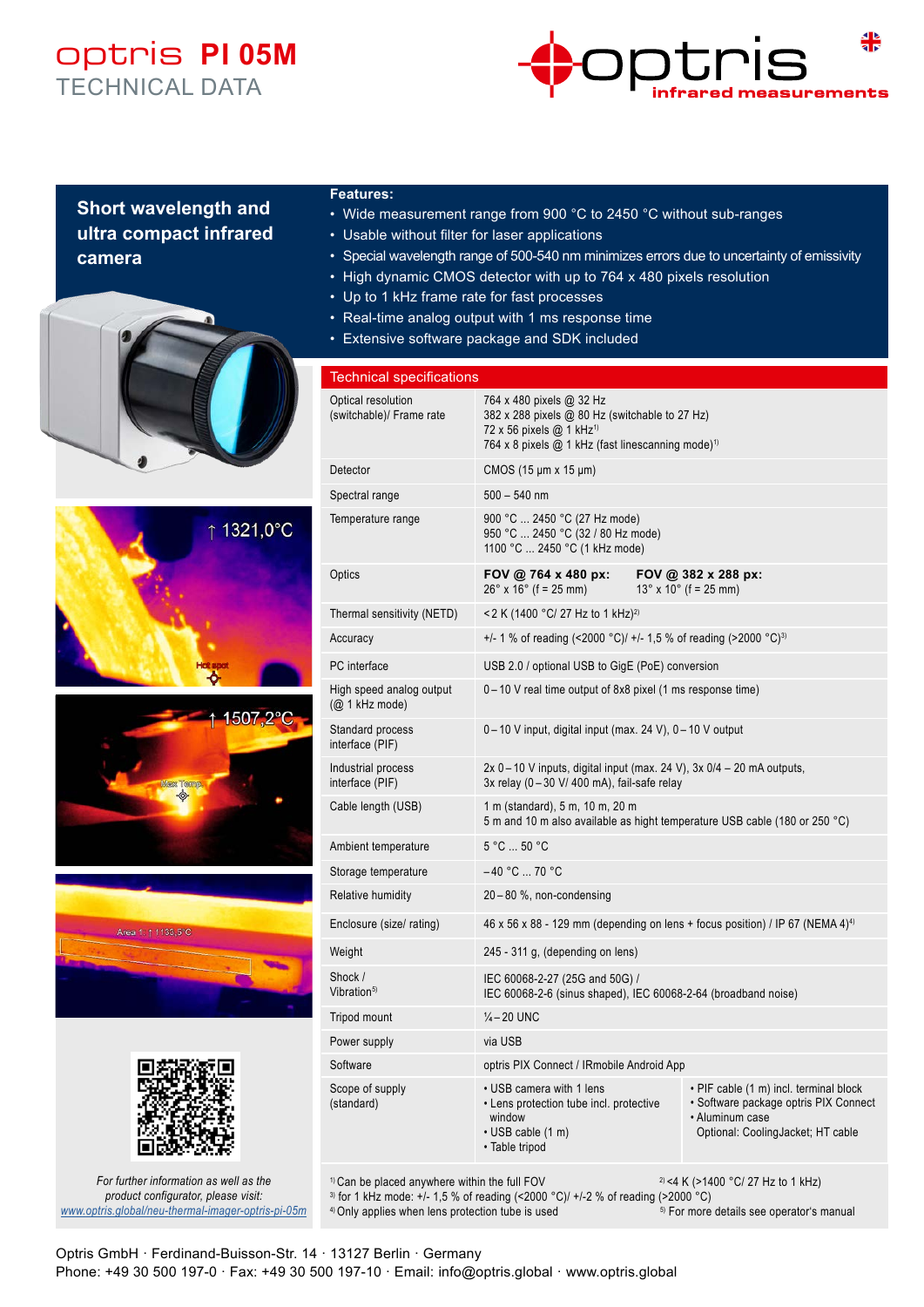# optris PI 05M

TECHNICAL DATA

## Short wavelength and ultra compact infrared camera

**Features:**

- Wide measurement range from 900 °C to 2450 °C without sub-ranges
- Usable without filter for laser applications
- Special wavelength range of 500-540 nm minimizes errors due to uncertainty of emissivity
- High dynamic CMOS detector with up to 764 x 480 pixels resolution
- Up to 1 kHz frame rate for fast processes
- Real-time analog output with 1 ms response time
- Extensive software package and SDK included

| Technical specifications | | |
|---|---|---|
| Optical resolution (switchable)/ Frame rate | 764 x 480 pixels @ 32 Hz<br>382 x 288 pixels @ 80 Hz (switchable to 27 Hz)<br>72 x 56 pixels @ 1 kHz[1]<br>764 x 8 pixels @ 1 kHz (fast linescanning mode)[1] | |
| Detector | CMOS (15 µm x 15 µm) | |
| Spectral range | 500 – 540 nm | |
| Temperature range | 900 °C ... 2450 °C (27 Hz mode)<br>950 °C ... 2450 °C (32 / 80 Hz mode)<br>1100 °C ... 2450 °C (1 kHz mode) | |
| Optics | **FOV @ 764 x 480 px:**<br>26° x 16° (f = 25 mm) | **FOV @ 382 x 288 px:**<br>13° x 10° (f = 25 mm) |
| Thermal sensitivity (NETD) | <2 K (1400 °C/ 27 Hz to 1 kHz)[2] | |
| Accuracy | +/- 1 % of reading (<2000 °C)/ +/- 1,5 % of reading (>2000 °C)[3] | |
| PC interface | USB 2.0 / optional USB to GigE (PoE) conversion | |
| High speed analog output (@ 1 kHz mode) | 0 – 10 V real time output of 8x8 pixel (1 ms response time) | |
| Standard process interface (PIF) | 0 – 10 V input, digital input (max. 24 V), 0 – 10 V output | |
| Industrial process interface (PIF) | 2x 0 – 10 V inputs, digital input (max. 24 V), 3x 0/4 – 20 mA outputs,<br>3x relay (0 – 30 V/ 400 mA), fail-safe relay | |
| Cable length (USB) | 1 m (standard), 5 m, 10 m, 20 m<br>5 m and 10 m also available as hight temperature USB cable (180 or 250 °C) | |
| Ambient temperature | 5 °C ... 50 °C | |
| Storage temperature | –40 °C ... 70 °C | |
| Relative humidity | 20 – 80 %, non-condensing | |
| Enclosure (size/ rating) | 46 x 56 x 88 - 129 mm (depending on lens + focus position) / IP 67 (NEMA 4)[4] | |
| Weight | 245 - 311 g, (depending on lens) | |
| Shock / Vibration[5] | IEC 60068-2-27 (25G and 50G) /<br>IEC 60068-2-6 (sinus shaped), IEC 60068-2-64 (broadband noise) | |
| Tripod mount | ¼ – 20 UNC | |
| Power supply | via USB | |
| Software | optris PIX Connect / IRmobile Android App | |
| Scope of supply (standard) | • USB camera with 1 lens<br>• Lens protection tube incl. protective window<br>• USB cable (1 m)<br>• Table tripod | • PIF cable (1 m) incl. terminal block<br>• Software package optris PIX Connect<br>• Aluminum case<br>Optional: CoolingJacket; HT cable |

[1] Can be placed anywhere within the full FOV
[2] <4 K (>1400 °C/ 27 Hz to 1 kHz)
[3] for 1 kHz mode: +/- 1,5 % of reading (<2000 °C)/ +/-2 % of reading (>2000 °C)
[4] Only applies when lens protection tube is used
[5] For more details see operator's manual

*For further information as well as the product configurator, please visit:*
*www.optris.global/neu-thermal-imager-optris-pi-05m*

Optris GmbH · Ferdinand-Buisson-Str. 14 · 13127 Berlin · Germany
Phone: +49 30 500 197-0 · Fax: +49 30 500 197-10 · Email: info@optris.global · www.optris.global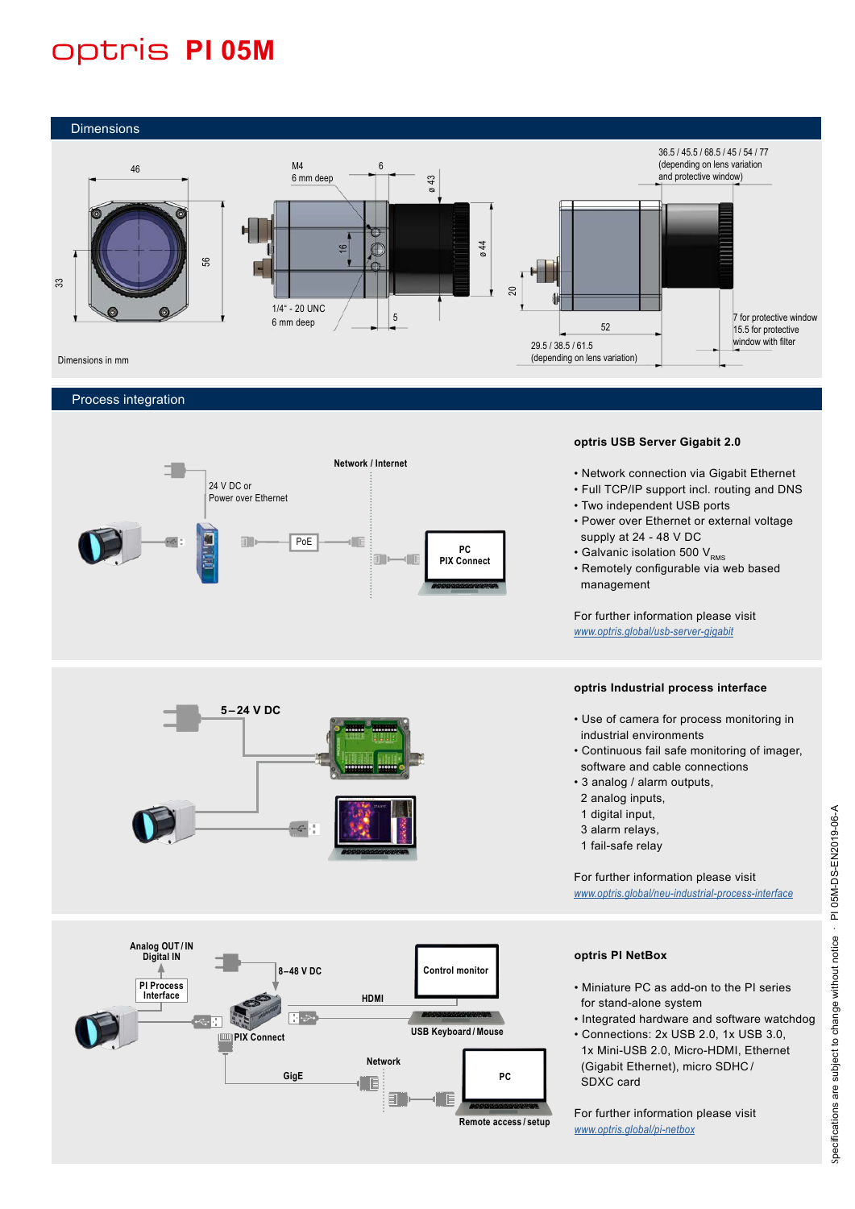# optris PI 05M

## Dimensions

46

33

56

M4
6 mm deep

6

ø 43

16

ø 44

1/4" - 20 UNC
6 mm deep

5

36.5 / 45.5 / 68.5 / 45 / 54 / 77
(depending on lens variation
and protective window)

20

52

29.5 / 38.5 / 61.5
(depending on lens variation)

7 for protective window
15.5 for protective
window with filter

Dimensions in mm

## Process integration

24 V DC or
Power over Ethernet

Network / Internet

PoE

PC
PIX Connect

### optris USB Server Gigabit 2.0

- Network connection via Gigabit Ethernet
- Full TCP/IP support incl. routing and DNS
- Two independent USB ports
- Power over Ethernet or external voltage supply at 24 - 48 V DC
- Galvanic isolation 500 $V_{RMS}$
- Remotely configurable via web based management

For further information please visit
www.optris.global/usb-server-gigabit

5 – 24 V DC

### optris Industrial process interface

- Use of camera for process monitoring in industrial environments
- Continuous fail safe monitoring of imager, software and cable connections
- 3 analog / alarm outputs,
  2 analog inputs,
  1 digital input,
  3 alarm relays,
  1 fail-safe relay

For further information please visit
www.optris.global/neu-industrial-process-interface

Analog OUT / IN
Digital IN

PI Process
Interface

8 – 48 V DC

Control monitor

HDMI

USB Keyboard / Mouse

PIX Connect

Network

GigE

PC

Remote access / setup

### optris PI NetBox

- Miniature PC as add-on to the PI series for stand-alone system
- Integrated hardware and software watchdog
- Connections: 2x USB 2.0, 1x USB 3.0, 1x Mini-USB 2.0, Micro-HDMI, Ethernet (Gigabit Ethernet), micro SDHC / SDXC card

For further information please visit
www.optris.global/pi-netbox

Specifications are subject to change without notice · PI 05M-DS-EN2019-06-A